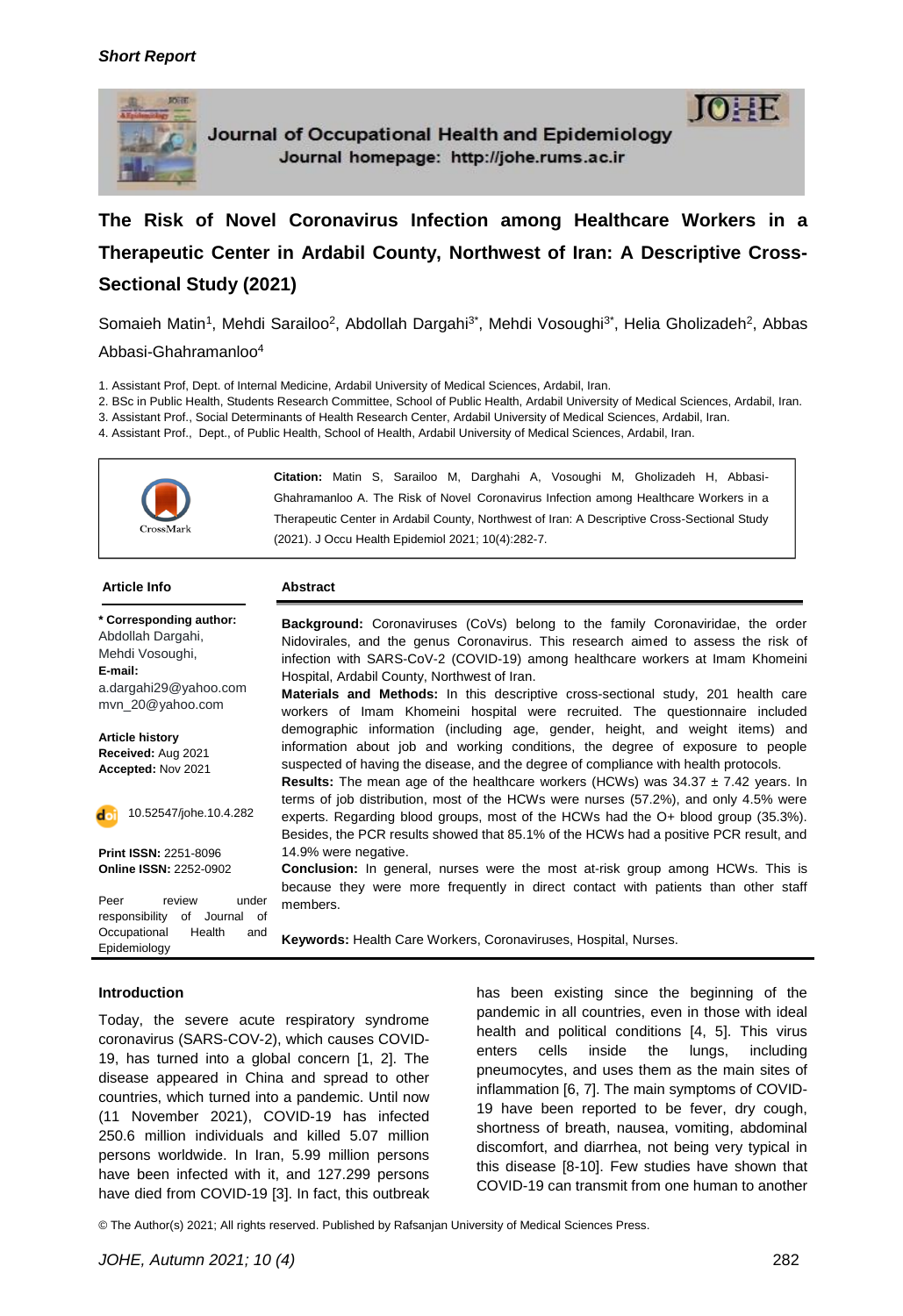*Short Report*

Journal of Occupational Health and Epidemiology
Journal homepage: http://johe.rums.ac.ir

# The Risk of Novel Coronavirus Infection among Healthcare Workers in a Therapeutic Center in Ardabil County, Northwest of Iran: A Descriptive Cross-Sectional Study (2021)

Somaieh Matin[1], Mehdi Sarailoo[2], Abdollah Dargahi[3*], Mehdi Vosoughi[3*], Helia Gholizadeh[2], Abbas Abbasi-Ghahramanloo[4]

1. Assistant Prof, Dept. of Internal Medicine, Ardabil University of Medical Sciences, Ardabil, Iran.
2. BSc in Public Health, Students Research Committee, School of Public Health, Ardabil University of Medical Sciences, Ardabil, Iran.
3. Assistant Prof., Social Determinants of Health Research Center, Ardabil University of Medical Sciences, Ardabil, Iran.
4. Assistant Prof., Dept., of Public Health, School of Health, Ardabil University of Medical Sciences, Ardabil, Iran.

**Citation:** Matin S, Sarailoo M, Darghahi A, Vosoughi M, Gholizadeh H, Abbasi-Ghahramanloo A. The Risk of Novel Coronavirus Infection among Healthcare Workers in a Therapeutic Center in Ardabil County, Northwest of Iran: A Descriptive Cross-Sectional Study (2021). J Occu Health Epidemiol 2021; 10(4):282-7.

## Article Info

**\* Corresponding author:**
Abdollah Dargahi,
Mehdi Vosoughi,
**E-mail:**
a.dargahi29@yahoo.com
mvn_20@yahoo.com

**Article history**
**Received:** Aug 2021
**Accepted:** Nov 2021

10.52547/johe.10.4.282

**Print ISSN:** 2251-8096
**Online ISSN:** 2252-0902

Peer review under responsibility of Journal of Occupational Health and Epidemiology

## Abstract

**Background:** Coronaviruses (CoVs) belong to the family Coronaviridae, the order Nidovirales, and the genus Coronavirus. This research aimed to assess the risk of infection with SARS-CoV-2 (COVID-19) among healthcare workers at Imam Khomeini Hospital, Ardabil County, Northwest of Iran.

**Materials and Methods:** In this descriptive cross-sectional study, 201 health care workers of Imam Khomeini hospital were recruited. The questionnaire included demographic information (including age, gender, height, and weight items) and information about job and working conditions, the degree of exposure to people suspected of having the disease, and the degree of compliance with health protocols.

**Results:** The mean age of the healthcare workers (HCWs) was 34.37 ± 7.42 years. In terms of job distribution, most of the HCWs were nurses (57.2%), and only 4.5% were experts. Regarding blood groups, most of the HCWs had the O+ blood group (35.3%). Besides, the PCR results showed that 85.1% of the HCWs had a positive PCR result, and 14.9% were negative.

**Conclusion:** In general, nurses were the most at-risk group among HCWs. This is because they were more frequently in direct contact with patients than other staff members.

**Keywords:** Health Care Workers, Coronaviruses, Hospital, Nurses.

## Introduction

Today, the severe acute respiratory syndrome coronavirus (SARS-COV-2), which causes COVID-19, has turned into a global concern [1, 2]. The disease appeared in China and spread to other countries, which turned into a pandemic. Until now (11 November 2021), COVID-19 has infected 250.6 million individuals and killed 5.07 million persons worldwide. In Iran, 5.99 million persons have been infected with it, and 127.299 persons have died from COVID-19 [3]. In fact, this outbreak has been existing since the beginning of the pandemic in all countries, even in those with ideal health and political conditions [4, 5]. This virus enters cells inside the lungs, including pneumocytes, and uses them as the main sites of inflammation [6, 7]. The main symptoms of COVID-19 have been reported to be fever, dry cough, shortness of breath, nausea, vomiting, abdominal discomfort, and diarrhea, not being very typical in this disease [8-10]. Few studies have shown that COVID-19 can transmit from one human to another

© The Author(s) 2021; All rights reserved. Published by Rafsanjan University of Medical Sciences Press.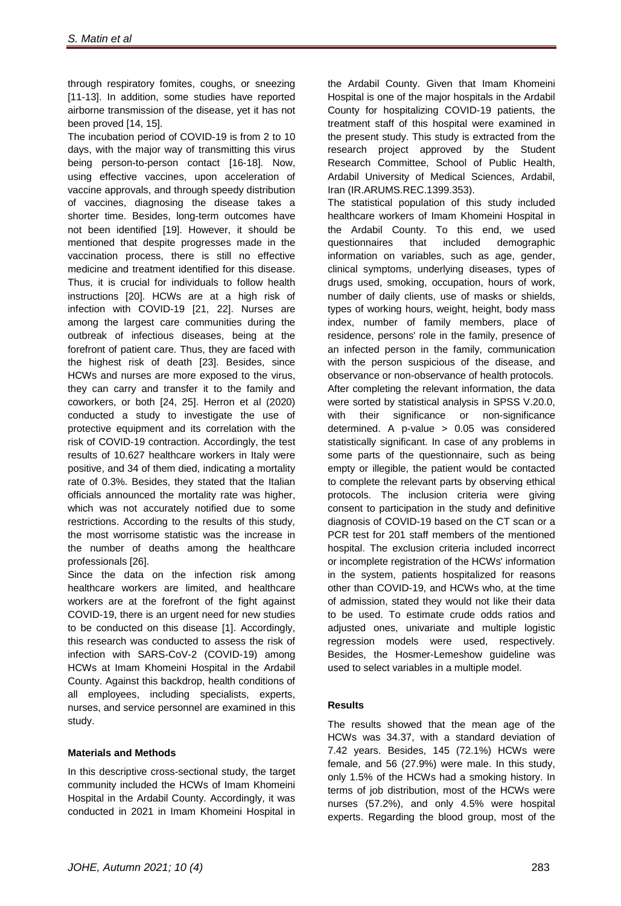through respiratory fomites, coughs, or sneezing [11-13]. In addition, some studies have reported airborne transmission of the disease, yet it has not been proved [14, 15].

The incubation period of COVID-19 is from 2 to 10 days, with the major way of transmitting this virus being person-to-person contact [16-18]. Now, using effective vaccines, upon acceleration of vaccine approvals, and through speedy distribution of vaccines, diagnosing the disease takes a shorter time. Besides, long-term outcomes have not been identified [19]. However, it should be mentioned that despite progresses made in the vaccination process, there is still no effective medicine and treatment identified for this disease. Thus, it is crucial for individuals to follow health instructions [20]. HCWs are at a high risk of infection with COVID-19 [21, 22]. Nurses are among the largest care communities during the outbreak of infectious diseases, being at the forefront of patient care. Thus, they are faced with the highest risk of death [23]. Besides, since HCWs and nurses are more exposed to the virus, they can carry and transfer it to the family and coworkers, or both [24, 25]. Herron et al (2020) conducted a study to investigate the use of protective equipment and its correlation with the risk of COVID-19 contraction. Accordingly, the test results of 10.627 healthcare workers in Italy were positive, and 34 of them died, indicating a mortality rate of 0.3%. Besides, they stated that the Italian officials announced the mortality rate was higher, which was not accurately notified due to some restrictions. According to the results of this study, the most worrisome statistic was the increase in the number of deaths among the healthcare professionals [26].

Since the data on the infection risk among healthcare workers are limited, and healthcare workers are at the forefront of the fight against COVID-19, there is an urgent need for new studies to be conducted on this disease [1]. Accordingly, this research was conducted to assess the risk of infection with SARS-CoV-2 (COVID-19) among HCWs at Imam Khomeini Hospital in the Ardabil County. Against this backdrop, health conditions of all employees, including specialists, experts, nurses, and service personnel are examined in this study.

## Materials and Methods

In this descriptive cross-sectional study, the target community included the HCWs of Imam Khomeini Hospital in the Ardabil County. Accordingly, it was conducted in 2021 in Imam Khomeini Hospital in the Ardabil County. Given that Imam Khomeini Hospital is one of the major hospitals in the Ardabil County for hospitalizing COVID-19 patients, the treatment staff of this hospital were examined in the present study. This study is extracted from the research project approved by the Student Research Committee, School of Public Health, Ardabil University of Medical Sciences, Ardabil, Iran (IR.ARUMS.REC.1399.353).

The statistical population of this study included healthcare workers of Imam Khomeini Hospital in the Ardabil County. To this end, we used questionnaires that included demographic information on variables, such as age, gender, clinical symptoms, underlying diseases, types of drugs used, smoking, occupation, hours of work, number of daily clients, use of masks or shields, types of working hours, weight, height, body mass index, number of family members, place of residence, persons' role in the family, presence of an infected person in the family, communication with the person suspicious of the disease, and observance or non-observance of health protocols. After completing the relevant information, the data were sorted by statistical analysis in SPSS V.20.0, with their significance or non-significance determined. A p-value > 0.05 was considered statistically significant. In case of any problems in some parts of the questionnaire, such as being empty or illegible, the patient would be contacted to complete the relevant parts by observing ethical protocols. The inclusion criteria were giving consent to participation in the study and definitive diagnosis of COVID-19 based on the CT scan or a PCR test for 201 staff members of the mentioned hospital. The exclusion criteria included incorrect or incomplete registration of the HCWs' information in the system, patients hospitalized for reasons other than COVID-19, and HCWs who, at the time of admission, stated they would not like their data to be used. To estimate crude odds ratios and adjusted ones, univariate and multiple logistic regression models were used, respectively. Besides, the Hosmer-Lemeshow guideline was used to select variables in a multiple model.

## Results

The results showed that the mean age of the HCWs was 34.37, with a standard deviation of 7.42 years. Besides, 145 (72.1%) HCWs were female, and 56 (27.9%) were male. In this study, only 1.5% of the HCWs had a smoking history. In terms of job distribution, most of the HCWs were nurses (57.2%), and only 4.5% were hospital experts. Regarding the blood group, most of the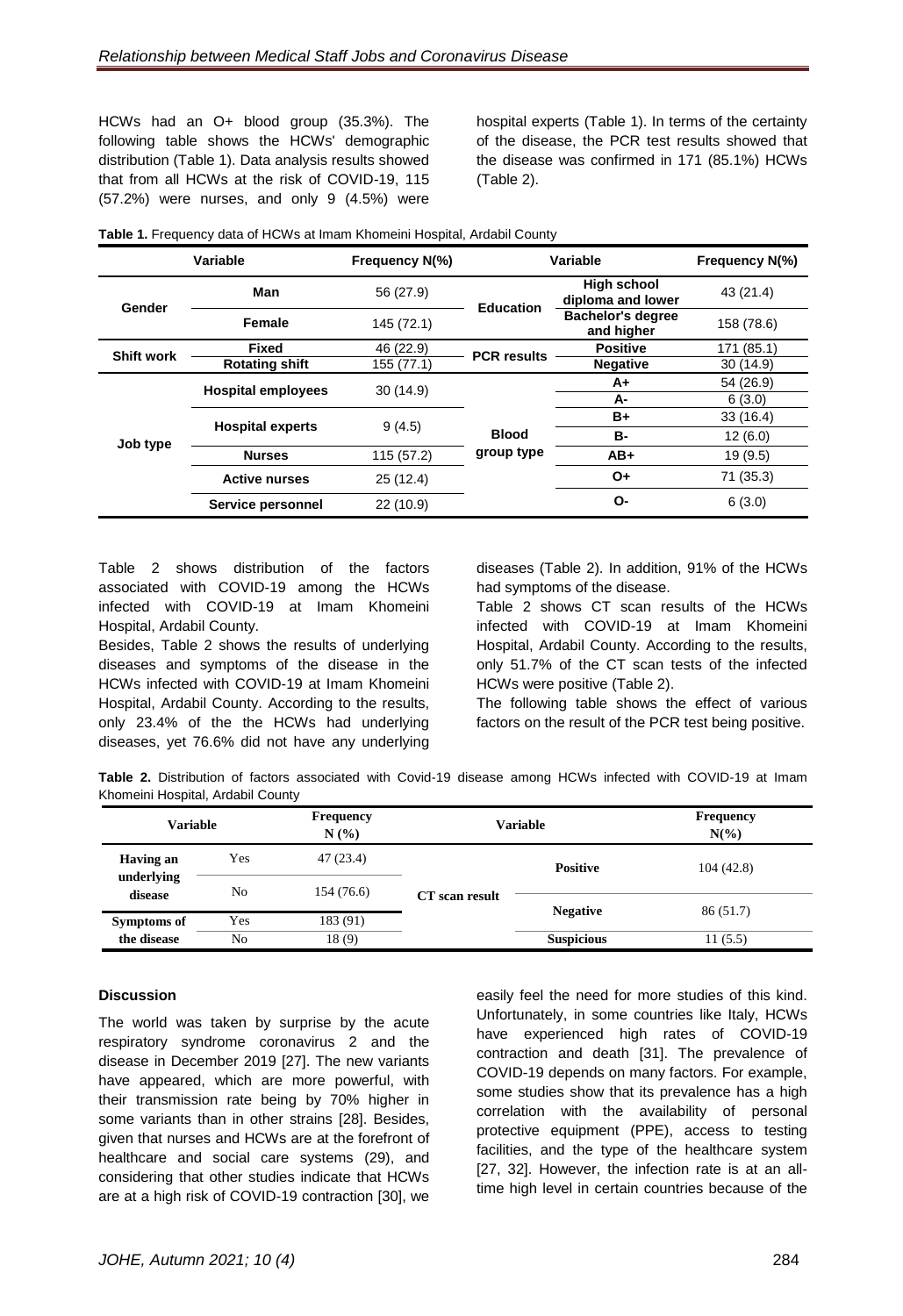HCWs had an O+ blood group (35.3%). The following table shows the HCWs' demographic distribution (Table 1). Data analysis results showed that from all HCWs at the risk of COVID-19, 115 (57.2%) were nurses, and only 9 (4.5%) were hospital experts (Table 1). In terms of the certainty of the disease, the PCR test results showed that the disease was confirmed in 171 (85.1%) HCWs (Table 2).

**Table 1.** Frequency data of HCWs at Imam Khomeini Hospital, Ardabil County

| Variable | | Frequency N(%) | Variable | | Frequency N(%) |
|---|---|---|---|---|---|
| **Gender** | **Man** | 56 (27.9) | **Education** | **High school diploma and lower** | 43 (21.4) |
| | **Female** | 145 (72.1) | | **Bachelor's degree and higher** | 158 (78.6) |
| **Shift work** | **Fixed** | 46 (22.9) | **PCR results** | **Positive** | 171 (85.1) |
| | **Rotating shift** | 155 (77.1) | | **Negative** | 30 (14.9) |
| **Job type** | **Hospital employees** | 30 (14.9) | **Blood group type** | **A+** | 54 (26.9) |
| | | | | **A-** | 6 (3.0) |
| | **Hospital experts** | 9 (4.5) | | **B+** | 33 (16.4) |
| | | | | **B-** | 12 (6.0) |
| | **Nurses** | 115 (57.2) | | **AB+** | 19 (9.5) |
| | **Active nurses** | 25 (12.4) | | **O+** | 71 (35.3) |
| | **Service personnel** | 22 (10.9) | | **O-** | 6 (3.0) |

Table 2 shows distribution of the factors associated with COVID-19 among the HCWs infected with COVID-19 at Imam Khomeini Hospital, Ardabil County.

Besides, Table 2 shows the results of underlying diseases and symptoms of the disease in the HCWs infected with COVID-19 at Imam Khomeini Hospital, Ardabil County. According to the results, only 23.4% of the the HCWs had underlying diseases, yet 76.6% did not have any underlying diseases (Table 2). In addition, 91% of the HCWs had symptoms of the disease.

Table 2 shows CT scan results of the HCWs infected with COVID-19 at Imam Khomeini Hospital, Ardabil County. According to the results, only 51.7% of the CT scan tests of the infected HCWs were positive (Table 2).

The following table shows the effect of various factors on the result of the PCR test being positive.

**Table 2.** Distribution of factors associated with Covid-19 disease among HCWs infected with COVID-19 at Imam Khomeini Hospital, Ardabil County

| Variable | | Frequency N (%) | Variable | | Frequency N(%) |
|---|---|---|---|---|---|
| **Having an underlying disease** | Yes | 47 (23.4) | **CT scan result** | **Positive** | 104 (42.8) |
| | No | 154 (76.6) | | **Negative** | 86 (51.7) |
| **Symptoms of the disease** | Yes | 183 (91) | | | |
| | No | 18 (9) | | **Suspicious** | 11 (5.5) |

### Discussion

The world was taken by surprise by the acute respiratory syndrome coronavirus 2 and the disease in December 2019 [27]. The new variants have appeared, which are more powerful, with their transmission rate being by 70% higher in some variants than in other strains [28]. Besides, given that nurses and HCWs are at the forefront of healthcare and social care systems (29), and considering that other studies indicate that HCWs are at a high risk of COVID-19 contraction [30], we easily feel the need for more studies of this kind. Unfortunately, in some countries like Italy, HCWs have experienced high rates of COVID-19 contraction and death [31]. The prevalence of COVID-19 depends on many factors. For example, some studies show that its prevalence has a high correlation with the availability of personal protective equipment (PPE), access to testing facilities, and the type of the healthcare system [27, 32]. However, the infection rate is at an all-time high level in certain countries because of the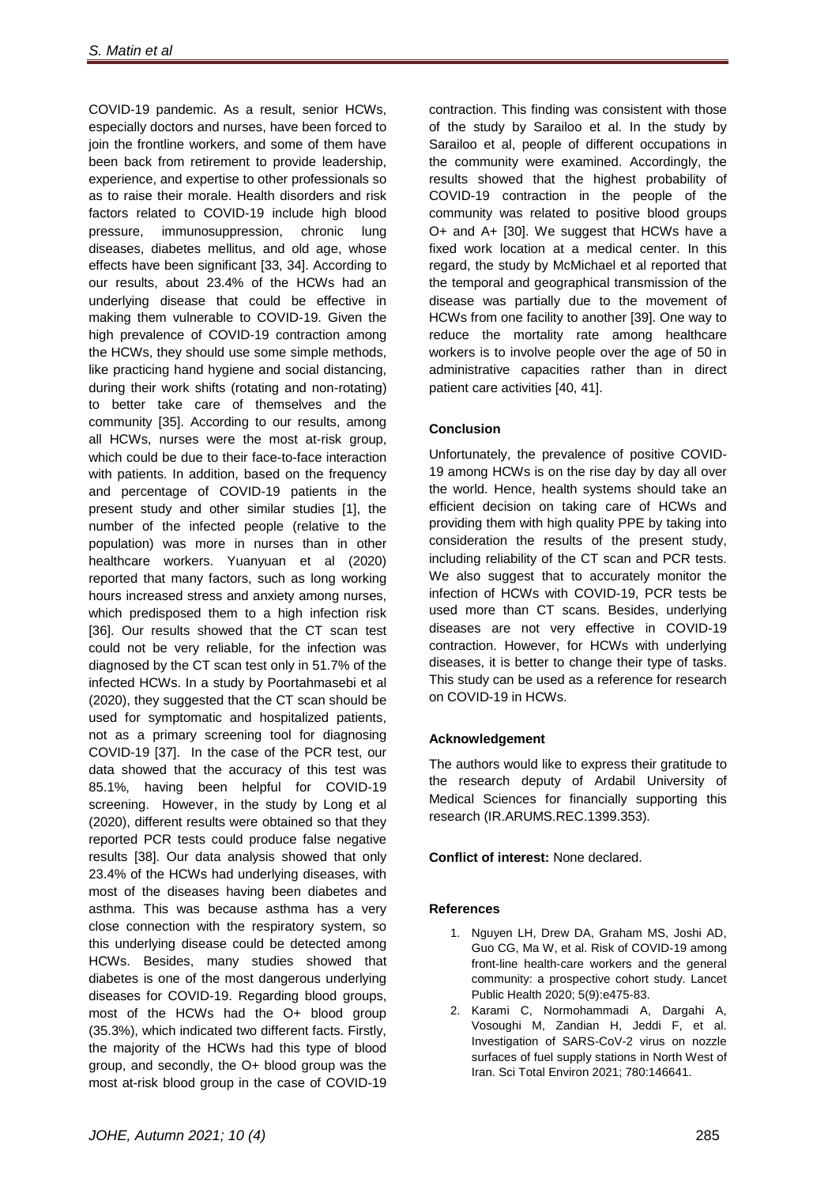COVID-19 pandemic. As a result, senior HCWs, especially doctors and nurses, have been forced to join the frontline workers, and some of them have been back from retirement to provide leadership, experience, and expertise to other professionals so as to raise their morale. Health disorders and risk factors related to COVID-19 include high blood pressure, immunosuppression, chronic lung diseases, diabetes mellitus, and old age, whose effects have been significant [33, 34]. According to our results, about 23.4% of the HCWs had an underlying disease that could be effective in making them vulnerable to COVID-19. Given the high prevalence of COVID-19 contraction among the HCWs, they should use some simple methods, like practicing hand hygiene and social distancing, during their work shifts (rotating and non-rotating) to better take care of themselves and the community [35]. According to our results, among all HCWs, nurses were the most at-risk group, which could be due to their face-to-face interaction with patients. In addition, based on the frequency and percentage of COVID-19 patients in the present study and other similar studies [1], the number of the infected people (relative to the population) was more in nurses than in other healthcare workers. Yuanyuan et al (2020) reported that many factors, such as long working hours increased stress and anxiety among nurses, which predisposed them to a high infection risk [36]. Our results showed that the CT scan test could not be very reliable, for the infection was diagnosed by the CT scan test only in 51.7% of the infected HCWs. In a study by Poortahmasebi et al (2020), they suggested that the CT scan should be used for symptomatic and hospitalized patients, not as a primary screening tool for diagnosing COVID-19 [37]. In the case of the PCR test, our data showed that the accuracy of this test was 85.1%, having been helpful for COVID-19 screening. However, in the study by Long et al (2020), different results were obtained so that they reported PCR tests could produce false negative results [38]. Our data analysis showed that only 23.4% of the HCWs had underlying diseases, with most of the diseases having been diabetes and asthma. This was because asthma has a very close connection with the respiratory system, so this underlying disease could be detected among HCWs. Besides, many studies showed that diabetes is one of the most dangerous underlying diseases for COVID-19. Regarding blood groups, most of the HCWs had the O+ blood group (35.3%), which indicated two different facts. Firstly, the majority of the HCWs had this type of blood group, and secondly, the O+ blood group was the most at-risk blood group in the case of COVID-19 contraction. This finding was consistent with those of the study by Sarailoo et al. In the study by Sarailoo et al, people of different occupations in the community were examined. Accordingly, the results showed that the highest probability of COVID-19 contraction in the people of the community was related to positive blood groups O+ and A+ [30]. We suggest that HCWs have a fixed work location at a medical center. In this regard, the study by McMichael et al reported that the temporal and geographical transmission of the disease was partially due to the movement of HCWs from one facility to another [39]. One way to reduce the mortality rate among healthcare workers is to involve people over the age of 50 in administrative capacities rather than in direct patient care activities [40, 41].

## Conclusion

Unfortunately, the prevalence of positive COVID-19 among HCWs is on the rise day by day all over the world. Hence, health systems should take an efficient decision on taking care of HCWs and providing them with high quality PPE by taking into consideration the results of the present study, including reliability of the CT scan and PCR tests. We also suggest that to accurately monitor the infection of HCWs with COVID-19, PCR tests be used more than CT scans. Besides, underlying diseases are not very effective in COVID-19 contraction. However, for HCWs with underlying diseases, it is better to change their type of tasks. This study can be used as a reference for research on COVID-19 in HCWs.

## Acknowledgement

The authors would like to express their gratitude to the research deputy of Ardabil University of Medical Sciences for financially supporting this research (IR.ARUMS.REC.1399.353).

**Conflict of interest:** None declared.

## References

1. Nguyen LH, Drew DA, Graham MS, Joshi AD, Guo CG, Ma W, et al. Risk of COVID-19 among front-line health-care workers and the general community: a prospective cohort study. Lancet Public Health 2020; 5(9):e475-83.
2. Karami C, Normohammadi A, Dargahi A, Vosoughi M, Zandian H, Jeddi F, et al. Investigation of SARS-CoV-2 virus on nozzle surfaces of fuel supply stations in North West of Iran. Sci Total Environ 2021; 780:146641.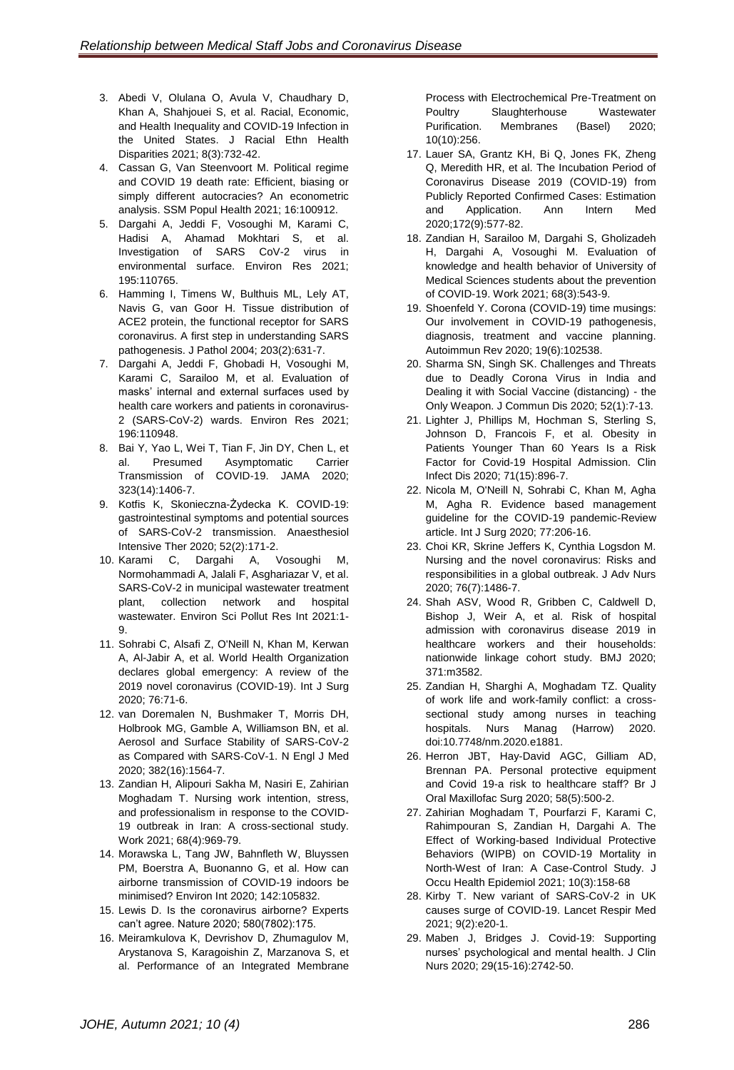3. Abedi V, Olulana O, Avula V, Chaudhary D, Khan A, Shahjouei S, et al. Racial, Economic, and Health Inequality and COVID-19 Infection in the United States. J Racial Ethn Health Disparities 2021; 8(3):732-42.
4. Cassan G, Van Steenvoort M. Political regime and COVID 19 death rate: Efficient, biasing or simply different autocracies? An econometric analysis. SSM Popul Health 2021; 16:100912.
5. Dargahi A, Jeddi F, Vosoughi M, Karami C, Hadisi A, Ahamad Mokhtari S, et al. Investigation of SARS CoV-2 virus in environmental surface. Environ Res 2021; 195:110765.
6. Hamming I, Timens W, Bulthuis ML, Lely AT, Navis G, van Goor H. Tissue distribution of ACE2 protein, the functional receptor for SARS coronavirus. A first step in understanding SARS pathogenesis. J Pathol 2004; 203(2):631-7.
7. Dargahi A, Jeddi F, Ghobadi H, Vosoughi M, Karami C, Sarailoo M, et al. Evaluation of masks' internal and external surfaces used by health care workers and patients in coronavirus-2 (SARS-CoV-2) wards. Environ Res 2021; 196:110948.
8. Bai Y, Yao L, Wei T, Tian F, Jin DY, Chen L, et al. Presumed Asymptomatic Carrier Transmission of COVID-19. JAMA 2020; 323(14):1406-7.
9. Kotfis K, Skonieczna-Żydecka K. COVID-19: gastrointestinal symptoms and potential sources of SARS-CoV-2 transmission. Anaesthesiol Intensive Ther 2020; 52(2):171-2.
10. Karami C, Dargahi A, Vosoughi M, Normohammadi A, Jalali F, Asghariazar V, et al. SARS-CoV-2 in municipal wastewater treatment plant, collection network and hospital wastewater. Environ Sci Pollut Res Int 2021:1-9.
11. Sohrabi C, Alsafi Z, O'Neill N, Khan M, Kerwan A, Al-Jabir A, et al. World Health Organization declares global emergency: A review of the 2019 novel coronavirus (COVID-19). Int J Surg 2020; 76:71-6.
12. van Doremalen N, Bushmaker T, Morris DH, Holbrook MG, Gamble A, Williamson BN, et al. Aerosol and Surface Stability of SARS-CoV-2 as Compared with SARS-CoV-1. N Engl J Med 2020; 382(16):1564-7.
13. Zandian H, Alipouri Sakha M, Nasiri E, Zahirian Moghadam T. Nursing work intention, stress, and professionalism in response to the COVID-19 outbreak in Iran: A cross-sectional study. Work 2021; 68(4):969-79.
14. Morawska L, Tang JW, Bahnfleth W, Bluyssen PM, Boerstra A, Buonanno G, et al. How can airborne transmission of COVID-19 indoors be minimised? Environ Int 2020; 142:105832.
15. Lewis D. Is the coronavirus airborne? Experts can't agree. Nature 2020; 580(7802):175.
16. Meiramkulova K, Devrishov D, Zhumagulov M, Arystanova S, Karagoishin Z, Marzanova S, et al. Performance of an Integrated Membrane Process with Electrochemical Pre-Treatment on Poultry Slaughterhouse Wastewater Purification. Membranes (Basel) 2020; 10(10):256.
17. Lauer SA, Grantz KH, Bi Q, Jones FK, Zheng Q, Meredith HR, et al. The Incubation Period of Coronavirus Disease 2019 (COVID-19) from Publicly Reported Confirmed Cases: Estimation and Application. Ann Intern Med 2020;172(9):577-82.
18. Zandian H, Sarailoo M, Dargahi S, Gholizadeh H, Dargahi A, Vosoughi M. Evaluation of knowledge and health behavior of University of Medical Sciences students about the prevention of COVID-19. Work 2021; 68(3):543-9.
19. Shoenfeld Y. Corona (COVID-19) time musings: Our involvement in COVID-19 pathogenesis, diagnosis, treatment and vaccine planning. Autoimmun Rev 2020; 19(6):102538.
20. Sharma SN, Singh SK. Challenges and Threats due to Deadly Corona Virus in India and Dealing it with Social Vaccine (distancing) - the Only Weapon. J Commun Dis 2020; 52(1):7-13.
21. Lighter J, Phillips M, Hochman S, Sterling S, Johnson D, Francois F, et al. Obesity in Patients Younger Than 60 Years Is a Risk Factor for Covid-19 Hospital Admission. Clin Infect Dis 2020; 71(15):896-7.
22. Nicola M, O'Neill N, Sohrabi C, Khan M, Agha M, Agha R. Evidence based management guideline for the COVID-19 pandemic-Review article. Int J Surg 2020; 77:206-16.
23. Choi KR, Skrine Jeffers K, Cynthia Logsdon M. Nursing and the novel coronavirus: Risks and responsibilities in a global outbreak. J Adv Nurs 2020; 76(7):1486-7.
24. Shah ASV, Wood R, Gribben C, Caldwell D, Bishop J, Weir A, et al. Risk of hospital admission with coronavirus disease 2019 in healthcare workers and their households: nationwide linkage cohort study. BMJ 2020; 371:m3582.
25. Zandian H, Sharghi A, Moghadam TZ. Quality of work life and work-family conflict: a cross-sectional study among nurses in teaching hospitals. Nurs Manag (Harrow) 2020. doi:10.7748/nm.2020.e1881.
26. Herron JBT, Hay-David AGC, Gilliam AD, Brennan PA. Personal protective equipment and Covid 19-a risk to healthcare staff? Br J Oral Maxillofac Surg 2020; 58(5):500-2.
27. Zahirian Moghadam T, Pourfarzi F, Karami C, Rahimpouran S, Zandian H, Dargahi A. The Effect of Working-based Individual Protective Behaviors (WIPB) on COVID-19 Mortality in North-West of Iran: A Case-Control Study. J Occu Health Epidemiol 2021; 10(3):158-68
28. Kirby T. New variant of SARS-CoV-2 in UK causes surge of COVID-19. Lancet Respir Med 2021; 9(2):e20-1.
29. Maben J, Bridges J. Covid-19: Supporting nurses' psychological and mental health. J Clin Nurs 2020; 29(15-16):2742-50.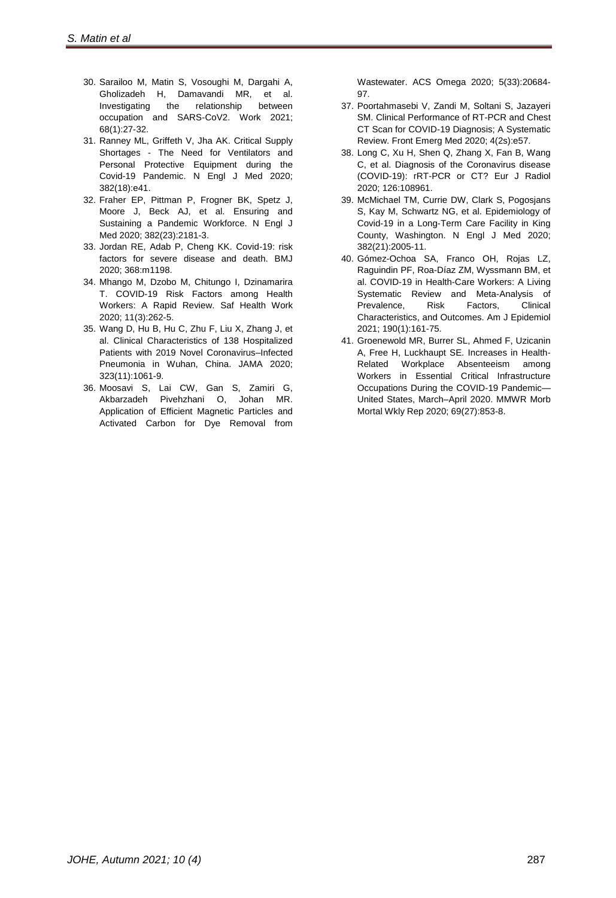30. Sarailoo M, Matin S, Vosoughi M, Dargahi A, Gholizadeh H, Damavandi MR, et al. Investigating the relationship between occupation and SARS-CoV2. Work 2021; 68(1):27-32.
31. Ranney ML, Griffeth V, Jha AK. Critical Supply Shortages - The Need for Ventilators and Personal Protective Equipment during the Covid-19 Pandemic. N Engl J Med 2020; 382(18):e41.
32. Fraher EP, Pittman P, Frogner BK, Spetz J, Moore J, Beck AJ, et al. Ensuring and Sustaining a Pandemic Workforce. N Engl J Med 2020; 382(23):2181-3.
33. Jordan RE, Adab P, Cheng KK. Covid-19: risk factors for severe disease and death. BMJ 2020; 368:m1198.
34. Mhango M, Dzobo M, Chitungo I, Dzinamarira T. COVID-19 Risk Factors among Health Workers: A Rapid Review. Saf Health Work 2020; 11(3):262-5.
35. Wang D, Hu B, Hu C, Zhu F, Liu X, Zhang J, et al. Clinical Characteristics of 138 Hospitalized Patients with 2019 Novel Coronavirus–Infected Pneumonia in Wuhan, China. JAMA 2020; 323(11):1061-9.
36. Moosavi S, Lai CW, Gan S, Zamiri G, Akbarzadeh Pivehzhani O, Johan MR. Application of Efficient Magnetic Particles and Activated Carbon for Dye Removal from Wastewater. ACS Omega 2020; 5(33):20684-97.
37. Poortahmasebi V, Zandi M, Soltani S, Jazayeri SM. Clinical Performance of RT-PCR and Chest CT Scan for COVID-19 Diagnosis; A Systematic Review. Front Emerg Med 2020; 4(2s):e57.
38. Long C, Xu H, Shen Q, Zhang X, Fan B, Wang C, et al. Diagnosis of the Coronavirus disease (COVID-19): rRT-PCR or CT? Eur J Radiol 2020; 126:108961.
39. McMichael TM, Currie DW, Clark S, Pogosjans S, Kay M, Schwartz NG, et al. Epidemiology of Covid-19 in a Long-Term Care Facility in King County, Washington. N Engl J Med 2020; 382(21):2005-11.
40. Gómez-Ochoa SA, Franco OH, Rojas LZ, Raguindin PF, Roa-Díaz ZM, Wyssmann BM, et al. COVID-19 in Health-Care Workers: A Living Systematic Review and Meta-Analysis of Prevalence, Risk Factors, Clinical Characteristics, and Outcomes. Am J Epidemiol 2021; 190(1):161-75.
41. Groenewold MR, Burrer SL, Ahmed F, Uzicanin A, Free H, Luckhaupt SE. Increases in Health-Related Workplace Absenteeism among Workers in Essential Critical Infrastructure Occupations During the COVID-19 Pandemic—United States, March–April 2020. MMWR Morb Mortal Wkly Rep 2020; 69(27):853-8.